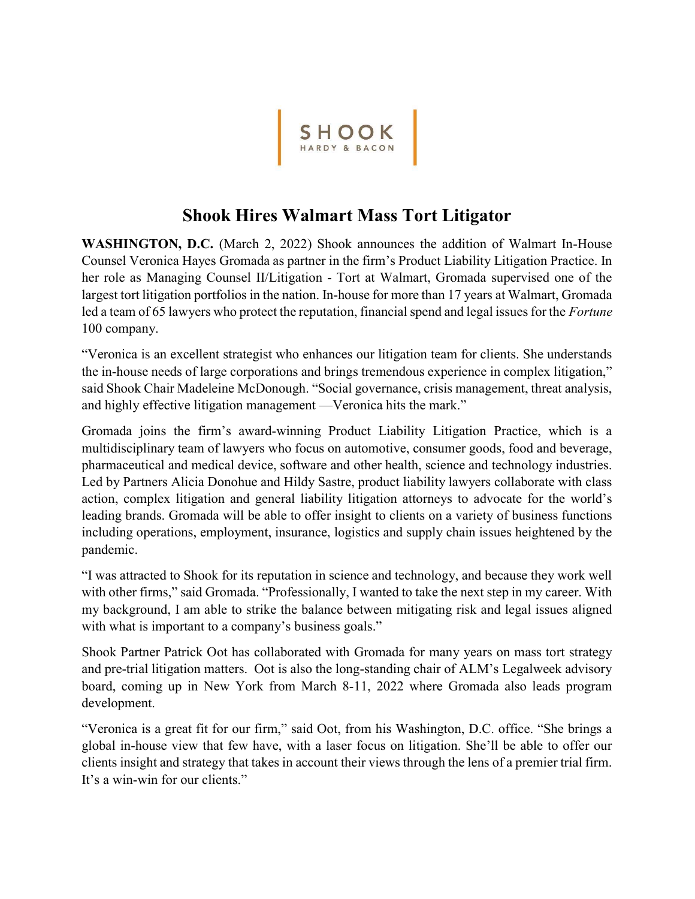SHOOK
HARDY & BACON

# Shook Hires Walmart Mass Tort Litigator

**WASHINGTON, D.C.** (March 2, 2022) Shook announces the addition of Walmart In-House Counsel Veronica Hayes Gromada as partner in the firm's Product Liability Litigation Practice. In her role as Managing Counsel II/Litigation - Tort at Walmart, Gromada supervised one of the largest tort litigation portfolios in the nation. In-house for more than 17 years at Walmart, Gromada led a team of 65 lawyers who protect the reputation, financial spend and legal issues for the *Fortune* 100 company.

"Veronica is an excellent strategist who enhances our litigation team for clients. She understands the in-house needs of large corporations and brings tremendous experience in complex litigation," said Shook Chair Madeleine McDonough. "Social governance, crisis management, threat analysis, and highly effective litigation management —Veronica hits the mark."

Gromada joins the firm's award-winning Product Liability Litigation Practice, which is a multidisciplinary team of lawyers who focus on automotive, consumer goods, food and beverage, pharmaceutical and medical device, software and other health, science and technology industries. Led by Partners Alicia Donohue and Hildy Sastre, product liability lawyers collaborate with class action, complex litigation and general liability litigation attorneys to advocate for the world's leading brands. Gromada will be able to offer insight to clients on a variety of business functions including operations, employment, insurance, logistics and supply chain issues heightened by the pandemic.

"I was attracted to Shook for its reputation in science and technology, and because they work well with other firms," said Gromada. "Professionally, I wanted to take the next step in my career. With my background, I am able to strike the balance between mitigating risk and legal issues aligned with what is important to a company's business goals."

Shook Partner Patrick Oot has collaborated with Gromada for many years on mass tort strategy and pre-trial litigation matters. Oot is also the long-standing chair of ALM's Legalweek advisory board, coming up in New York from March 8-11, 2022 where Gromada also leads program development.

"Veronica is a great fit for our firm," said Oot, from his Washington, D.C. office. "She brings a global in-house view that few have, with a laser focus on litigation. She'll be able to offer our clients insight and strategy that takes in account their views through the lens of a premier trial firm. It's a win-win for our clients."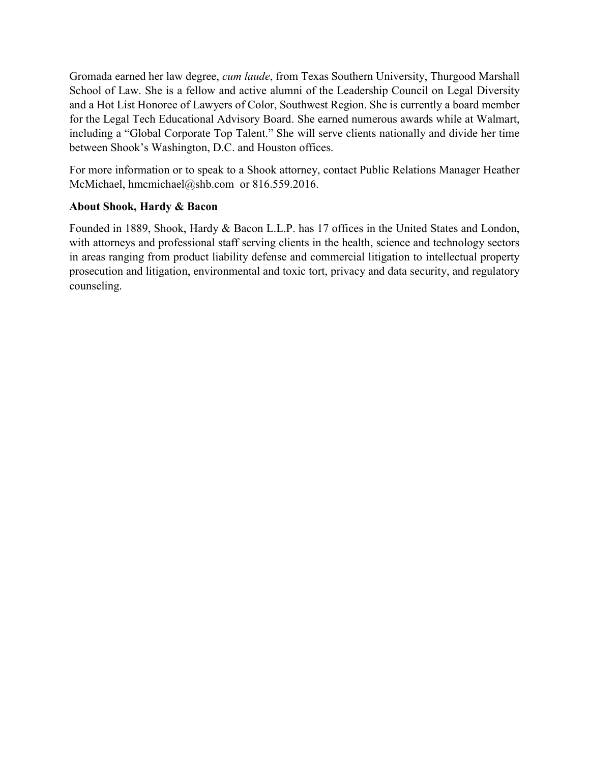Gromada earned her law degree, *cum laude*, from Texas Southern University, Thurgood Marshall School of Law. She is a fellow and active alumni of the Leadership Council on Legal Diversity and a Hot List Honoree of Lawyers of Color, Southwest Region. She is currently a board member for the Legal Tech Educational Advisory Board. She earned numerous awards while at Walmart, including a "Global Corporate Top Talent." She will serve clients nationally and divide her time between Shook's Washington, D.C. and Houston offices.

For more information or to speak to a Shook attorney, contact Public Relations Manager Heather McMichael, hmcmichael@shb.com or 816.559.2016.

**About Shook, Hardy & Bacon**

Founded in 1889, Shook, Hardy & Bacon L.L.P. has 17 offices in the United States and London, with attorneys and professional staff serving clients in the health, science and technology sectors in areas ranging from product liability defense and commercial litigation to intellectual property prosecution and litigation, environmental and toxic tort, privacy and data security, and regulatory counseling.